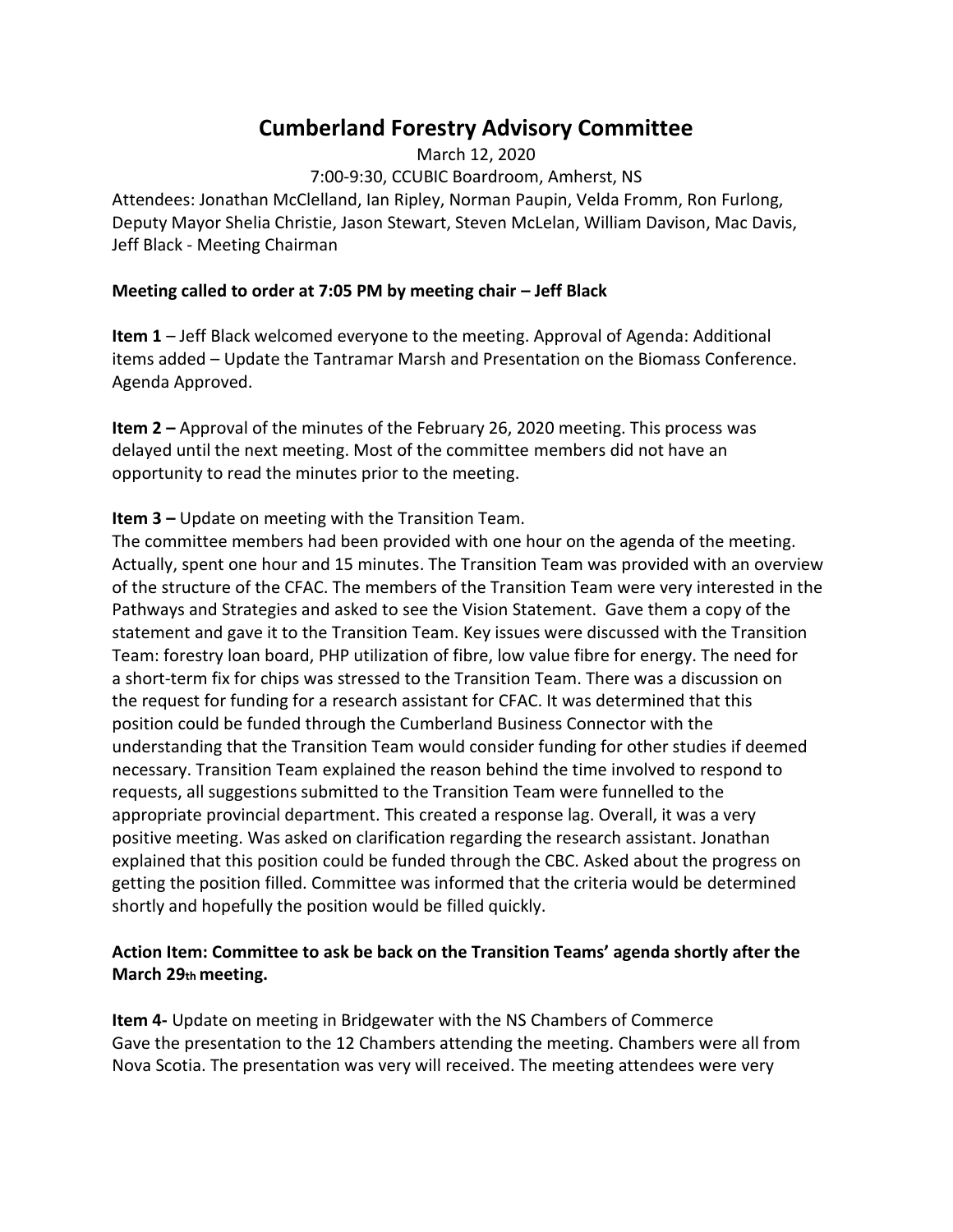# Cumberland Forestry Advisory Committee

March 12, 2020

7:00-9:30, CCUBIC Boardroom, Amherst, NS

Attendees: Jonathan McClelland, Ian Ripley, Norman Paupin, Velda Fromm, Ron Furlong, Deputy Mayor Shelia Christie, Jason Stewart, Steven McLelan, William Davison, Mac Davis, Jeff Black - Meeting Chairman

**Meeting called to order at 7:05 PM by meeting chair – Jeff Black**

**Item 1** – Jeff Black welcomed everyone to the meeting. Approval of Agenda: Additional items added – Update the Tantramar Marsh and Presentation on the Biomass Conference. Agenda Approved.

**Item 2 –** Approval of the minutes of the February 26, 2020 meeting. This process was delayed until the next meeting. Most of the committee members did not have an opportunity to read the minutes prior to the meeting.

**Item 3 –** Update on meeting with the Transition Team.

The committee members had been provided with one hour on the agenda of the meeting. Actually, spent one hour and 15 minutes. The Transition Team was provided with an overview of the structure of the CFAC. The members of the Transition Team were very interested in the Pathways and Strategies and asked to see the Vision Statement. Gave them a copy of the statement and gave it to the Transition Team. Key issues were discussed with the Transition Team: forestry loan board, PHP utilization of fibre, low value fibre for energy. The need for a short-term fix for chips was stressed to the Transition Team. There was a discussion on the request for funding for a research assistant for CFAC. It was determined that this position could be funded through the Cumberland Business Connector with the understanding that the Transition Team would consider funding for other studies if deemed necessary. Transition Team explained the reason behind the time involved to respond to requests, all suggestions submitted to the Transition Team were funnelled to the appropriate provincial department. This created a response lag. Overall, it was a very positive meeting. Was asked on clarification regarding the research assistant. Jonathan explained that this position could be funded through the CBC. Asked about the progress on getting the position filled. Committee was informed that the criteria would be determined shortly and hopefully the position would be filled quickly.

**Action Item: Committee to ask be back on the Transition Teams' agenda shortly after the March 29th meeting.**

**Item 4-** Update on meeting in Bridgewater with the NS Chambers of Commerce

Gave the presentation to the 12 Chambers attending the meeting. Chambers were all from Nova Scotia. The presentation was very will received. The meeting attendees were very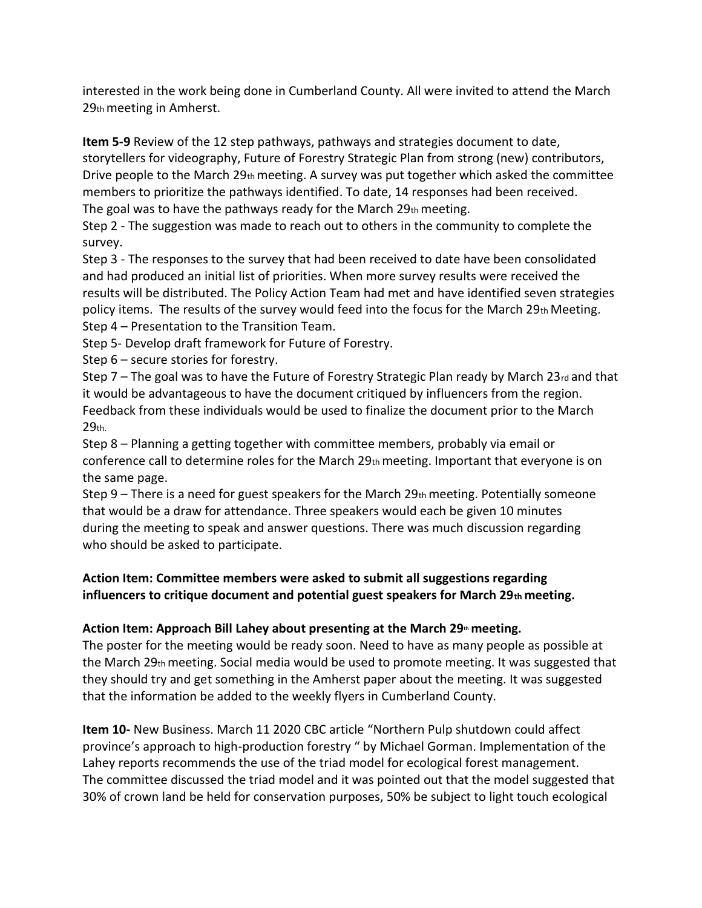interested in the work being done in Cumberland County. All were invited to attend the March 29th meeting in Amherst.

**Item 5-9** Review of the 12 step pathways, pathways and strategies document to date, storytellers for videography, Future of Forestry Strategic Plan from strong (new) contributors, Drive people to the March 29th meeting. A survey was put together which asked the committee members to prioritize the pathways identified. To date, 14 responses had been received. The goal was to have the pathways ready for the March 29th meeting.

Step 2 - The suggestion was made to reach out to others in the community to complete the survey.

Step 3 - The responses to the survey that had been received to date have been consolidated and had produced an initial list of priorities. When more survey results were received the results will be distributed. The Policy Action Team had met and have identified seven strategies policy items. The results of the survey would feed into the focus for the March 29th Meeting.

Step 4 – Presentation to the Transition Team.

Step 5- Develop draft framework for Future of Forestry.

Step 6 – secure stories for forestry.

Step 7 – The goal was to have the Future of Forestry Strategic Plan ready by March 23rd and that it would be advantageous to have the document critiqued by influencers from the region. Feedback from these individuals would be used to finalize the document prior to the March 29th.

Step 8 – Planning a getting together with committee members, probably via email or conference call to determine roles for the March 29th meeting. Important that everyone is on the same page.

Step 9 – There is a need for guest speakers for the March 29th meeting. Potentially someone that would be a draw for attendance. Three speakers would each be given 10 minutes during the meeting to speak and answer questions. There was much discussion regarding who should be asked to participate.

**Action Item: Committee members were asked to submit all suggestions regarding influencers to critique document and potential guest speakers for March 29th meeting.**

**Action Item: Approach Bill Lahey about presenting at the March 29th meeting.**

The poster for the meeting would be ready soon. Need to have as many people as possible at the March 29th meeting. Social media would be used to promote meeting. It was suggested that they should try and get something in the Amherst paper about the meeting. It was suggested that the information be added to the weekly flyers in Cumberland County.

**Item 10-** New Business. March 11 2020 CBC article "Northern Pulp shutdown could affect province's approach to high-production forestry " by Michael Gorman. Implementation of the Lahey reports recommends the use of the triad model for ecological forest management. The committee discussed the triad model and it was pointed out that the model suggested that 30% of crown land be held for conservation purposes, 50% be subject to light touch ecological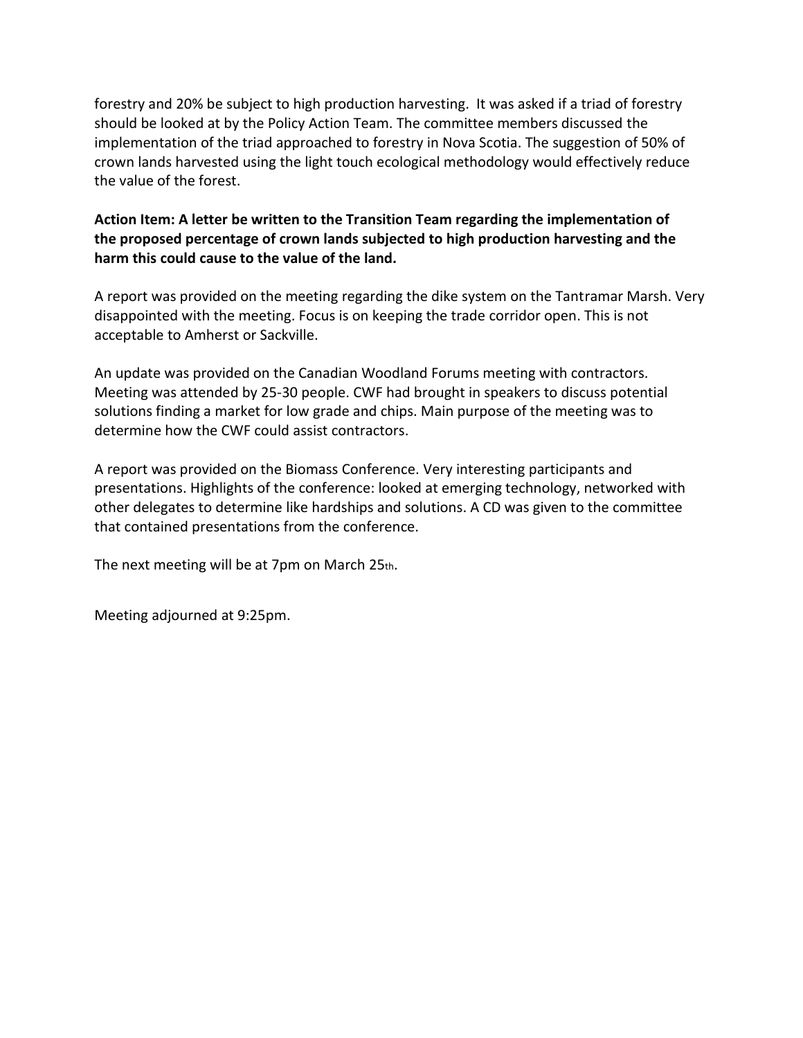forestry and 20% be subject to high production harvesting. It was asked if a triad of forestry should be looked at by the Policy Action Team. The committee members discussed the implementation of the triad approached to forestry in Nova Scotia. The suggestion of 50% of crown lands harvested using the light touch ecological methodology would effectively reduce the value of the forest.

**Action Item: A letter be written to the Transition Team regarding the implementation of the proposed percentage of crown lands subjected to high production harvesting and the harm this could cause to the value of the land.**

A report was provided on the meeting regarding the dike system on the Tantramar Marsh. Very disappointed with the meeting. Focus is on keeping the trade corridor open. This is not acceptable to Amherst or Sackville.

An update was provided on the Canadian Woodland Forums meeting with contractors. Meeting was attended by 25-30 people. CWF had brought in speakers to discuss potential solutions finding a market for low grade and chips. Main purpose of the meeting was to determine how the CWF could assist contractors.

A report was provided on the Biomass Conference. Very interesting participants and presentations. Highlights of the conference: looked at emerging technology, networked with other delegates to determine like hardships and solutions. A CD was given to the committee that contained presentations from the conference.

The next meeting will be at 7pm on March 25th.

Meeting adjourned at 9:25pm.